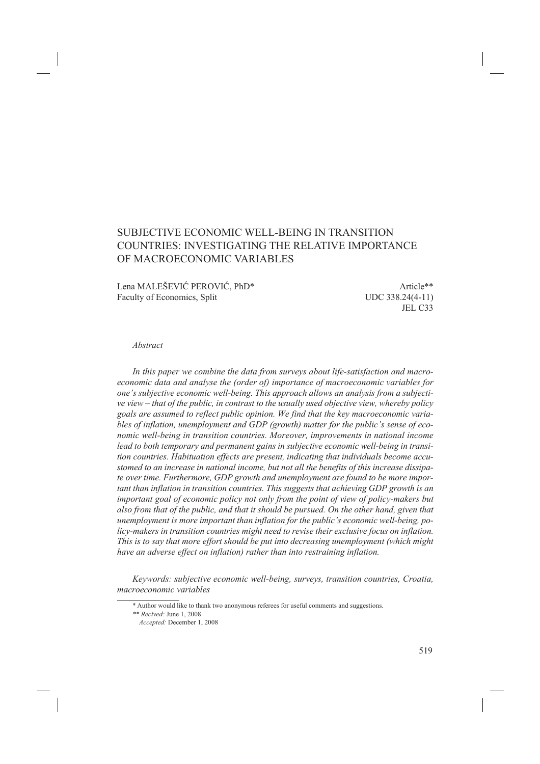# SUBJECTIVE ECONOMIC WELL-BEING IN TRANSITION COUNTRIES: INVESTIGATING THE RELATIVE IMPORTANCE OF MACROECONOMIC VARIABLES

Lena MALEŠEVIĆ PEROVIĆ, PhD*
Faculty of Economics, Split

Article**
UDC 338.24(4-11)
JEL C33

*Abstract*

*In this paper we combine the data from surveys about life-satisfaction and macroeconomic data and analyse the (order of) importance of macroeconomic variables for one's subjective economic well-being. This approach allows an analysis from a subjective view – that of the public, in contrast to the usually used objective view, whereby policy goals are assumed to reflect public opinion. We find that the key macroeconomic variables of inflation, unemployment and GDP (growth) matter for the public's sense of economic well-being in transition countries. Moreover, improvements in national income lead to both temporary and permanent gains in subjective economic well-being in transition countries. Habituation effects are present, indicating that individuals become accustomed to an increase in national income, but not all the benefits of this increase dissipate over time. Furthermore, GDP growth and unemployment are found to be more important than inflation in transition countries. This suggests that achieving GDP growth is an important goal of economic policy not only from the point of view of policy-makers but also from that of the public, and that it should be pursued. On the other hand, given that unemployment is more important than inflation for the public's economic well-being, policy-makers in transition countries might need to revise their exclusive focus on inflation. This is to say that more effort should be put into decreasing unemployment (which might have an adverse effect on inflation) rather than into restraining inflation.*

*Keywords: subjective economic well-being, surveys, transition countries, Croatia, macroeconomic variables*

---

\* Author would like to thank two anonymous referees for useful comments and suggestions.

\*\* *Recived:* June 1, 2008
*Accepted:* December 1, 2008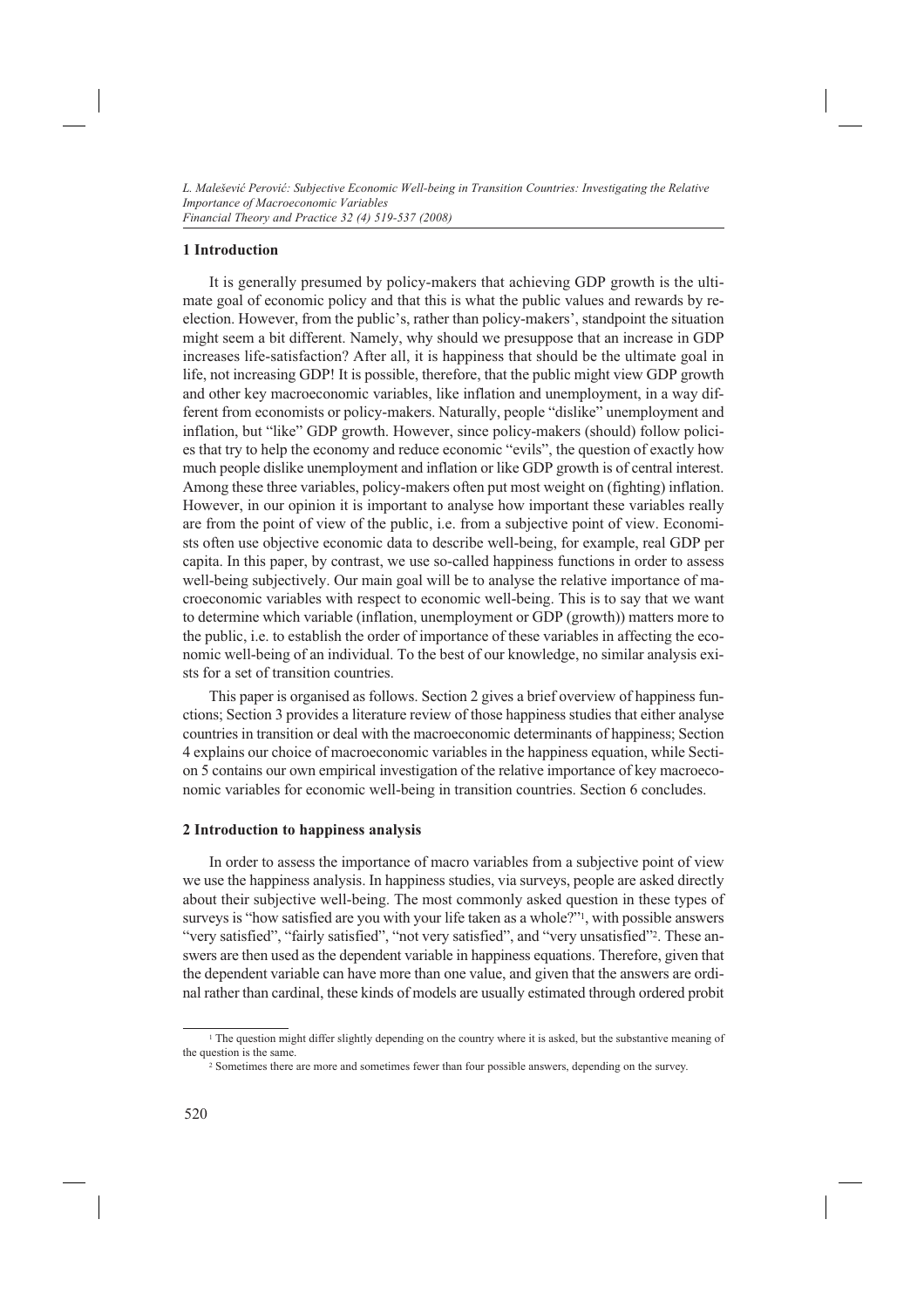## 1 Introduction

It is generally presumed by policy-makers that achieving GDP growth is the ultimate goal of economic policy and that this is what the public values and rewards by re-election. However, from the public's, rather than policy-makers', standpoint the situation might seem a bit different. Namely, why should we presuppose that an increase in GDP increases life-satisfaction? After all, it is happiness that should be the ultimate goal in life, not increasing GDP! It is possible, therefore, that the public might view GDP growth and other key macroeconomic variables, like inflation and unemployment, in a way different from economists or policy-makers. Naturally, people "dislike" unemployment and inflation, but "like" GDP growth. However, since policy-makers (should) follow policies that try to help the economy and reduce economic "evils", the question of exactly how much people dislike unemployment and inflation or like GDP growth is of central interest. Among these three variables, policy-makers often put most weight on (fighting) inflation. However, in our opinion it is important to analyse how important these variables really are from the point of view of the public, i.e. from a subjective point of view. Economists often use objective economic data to describe well-being, for example, real GDP per capita. In this paper, by contrast, we use so-called happiness functions in order to assess well-being subjectively. Our main goal will be to analyse the relative importance of macroeconomic variables with respect to economic well-being. This is to say that we want to determine which variable (inflation, unemployment or GDP (growth)) matters more to the public, i.e. to establish the order of importance of these variables in affecting the economic well-being of an individual. To the best of our knowledge, no similar analysis exists for a set of transition countries.

This paper is organised as follows. Section 2 gives a brief overview of happiness functions; Section 3 provides a literature review of those happiness studies that either analyse countries in transition or deal with the macroeconomic determinants of happiness; Section 4 explains our choice of macroeconomic variables in the happiness equation, while Section 5 contains our own empirical investigation of the relative importance of key macroeconomic variables for economic well-being in transition countries. Section 6 concludes.

## 2 Introduction to happiness analysis

In order to assess the importance of macro variables from a subjective point of view we use the happiness analysis. In happiness studies, via surveys, people are asked directly about their subjective well-being. The most commonly asked question in these types of surveys is "how satisfied are you with your life taken as a whole?"[1], with possible answers "very satisfied", "fairly satisfied", "not very satisfied", and "very unsatisfied"[2]. These answers are then used as the dependent variable in happiness equations. Therefore, given that the dependent variable can have more than one value, and given that the answers are ordinal rather than cardinal, these kinds of models are usually estimated through ordered probit

[1] The question might differ slightly depending on the country where it is asked, but the substantive meaning of the question is the same.

[2] Sometimes there are more and sometimes fewer than four possible answers, depending on the survey.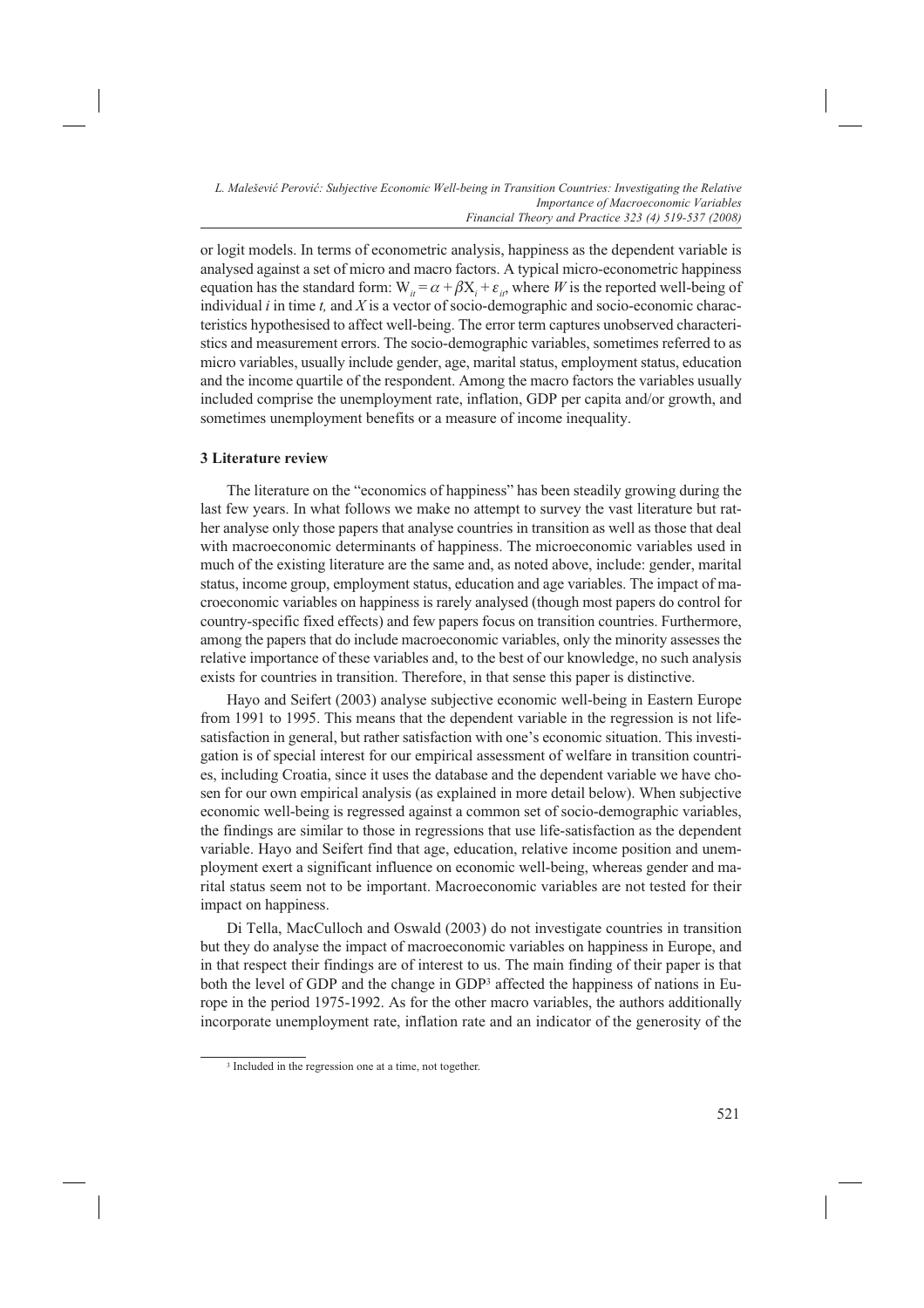or logit models. In terms of econometric analysis, happiness as the dependent variable is analysed against a set of micro and macro factors. A typical micro-econometric happiness equation has the standard form: $W_{it} = \alpha + \beta X_i + \varepsilon_{it}$, where $W$ is the reported well-being of individual $i$ in time $t$, and $X$ is a vector of socio-demographic and socio-economic characteristics hypothesised to affect well-being. The error term captures unobserved characteristics and measurement errors. The socio-demographic variables, sometimes referred to as micro variables, usually include gender, age, marital status, employment status, education and the income quartile of the respondent. Among the macro factors the variables usually included comprise the unemployment rate, inflation, GDP per capita and/or growth, and sometimes unemployment benefits or a measure of income inequality.

## 3 Literature review

The literature on the "economics of happiness" has been steadily growing during the last few years. In what follows we make no attempt to survey the vast literature but rather analyse only those papers that analyse countries in transition as well as those that deal with macroeconomic determinants of happiness. The microeconomic variables used in much of the existing literature are the same and, as noted above, include: gender, marital status, income group, employment status, education and age variables. The impact of macroeconomic variables on happiness is rarely analysed (though most papers do control for country-specific fixed effects) and few papers focus on transition countries. Furthermore, among the papers that do include macroeconomic variables, only the minority assesses the relative importance of these variables and, to the best of our knowledge, no such analysis exists for countries in transition. Therefore, in that sense this paper is distinctive.

Hayo and Seifert (2003) analyse subjective economic well-being in Eastern Europe from 1991 to 1995. This means that the dependent variable in the regression is not life-satisfaction in general, but rather satisfaction with one's economic situation. This investigation is of special interest for our empirical assessment of welfare in transition countries, including Croatia, since it uses the database and the dependent variable we have chosen for our own empirical analysis (as explained in more detail below). When subjective economic well-being is regressed against a common set of socio-demographic variables, the findings are similar to those in regressions that use life-satisfaction as the dependent variable. Hayo and Seifert find that age, education, relative income position and unemployment exert a significant influence on economic well-being, whereas gender and marital status seem not to be important. Macroeconomic variables are not tested for their impact on happiness.

Di Tella, MacCulloch and Oswald (2003) do not investigate countries in transition but they do analyse the impact of macroeconomic variables on happiness in Europe, and in that respect their findings are of interest to us. The main finding of their paper is that both the level of GDP and the change in GDP[3] affected the happiness of nations in Europe in the period 1975-1992. As for the other macro variables, the authors additionally incorporate unemployment rate, inflation rate and an indicator of the generosity of the

[3] Included in the regression one at a time, not together.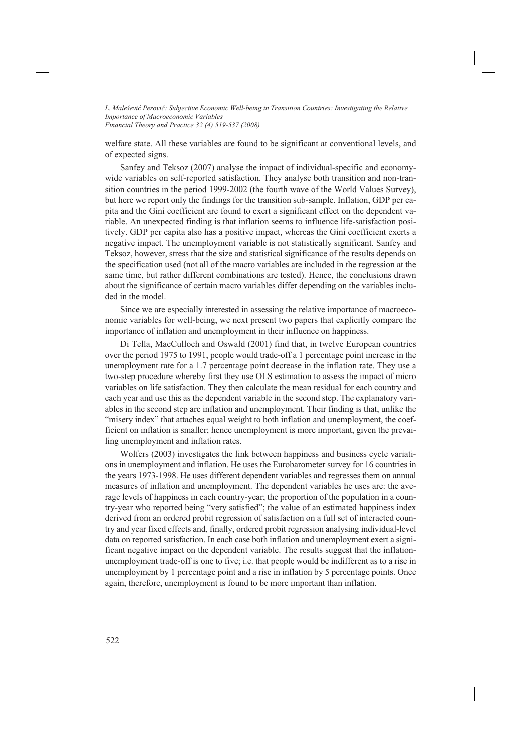welfare state. All these variables are found to be significant at conventional levels, and of expected signs.

Sanfey and Teksoz (2007) analyse the impact of individual-specific and economy-wide variables on self-reported satisfaction. They analyse both transition and non-transition countries in the period 1999-2002 (the fourth wave of the World Values Survey), but here we report only the findings for the transition sub-sample. Inflation, GDP per capita and the Gini coefficient are found to exert a significant effect on the dependent variable. An unexpected finding is that inflation seems to influence life-satisfaction positively. GDP per capita also has a positive impact, whereas the Gini coefficient exerts a negative impact. The unemployment variable is not statistically significant. Sanfey and Teksoz, however, stress that the size and statistical significance of the results depends on the specification used (not all of the macro variables are included in the regression at the same time, but rather different combinations are tested). Hence, the conclusions drawn about the significance of certain macro variables differ depending on the variables included in the model.

Since we are especially interested in assessing the relative importance of macroeconomic variables for well-being, we next present two papers that explicitly compare the importance of inflation and unemployment in their influence on happiness.

Di Tella, MacCulloch and Oswald (2001) find that, in twelve European countries over the period 1975 to 1991, people would trade-off a 1 percentage point increase in the unemployment rate for a 1.7 percentage point decrease in the inflation rate. They use a two-step procedure whereby first they use OLS estimation to assess the impact of micro variables on life satisfaction. They then calculate the mean residual for each country and each year and use this as the dependent variable in the second step. The explanatory variables in the second step are inflation and unemployment. Their finding is that, unlike the "misery index" that attaches equal weight to both inflation and unemployment, the coefficient on inflation is smaller; hence unemployment is more important, given the prevailing unemployment and inflation rates.

Wolfers (2003) investigates the link between happiness and business cycle variations in unemployment and inflation. He uses the Eurobarometer survey for 16 countries in the years 1973-1998. He uses different dependent variables and regresses them on annual measures of inflation and unemployment. The dependent variables he uses are: the average levels of happiness in each country-year; the proportion of the population in a country-year who reported being "very satisfied"; the value of an estimated happiness index derived from an ordered probit regression of satisfaction on a full set of interacted country and year fixed effects and, finally, ordered probit regression analysing individual-level data on reported satisfaction. In each case both inflation and unemployment exert a significant negative impact on the dependent variable. The results suggest that the inflation-unemployment trade-off is one to five; i.e. that people would be indifferent as to a rise in unemployment by 1 percentage point and a rise in inflation by 5 percentage points. Once again, therefore, unemployment is found to be more important than inflation.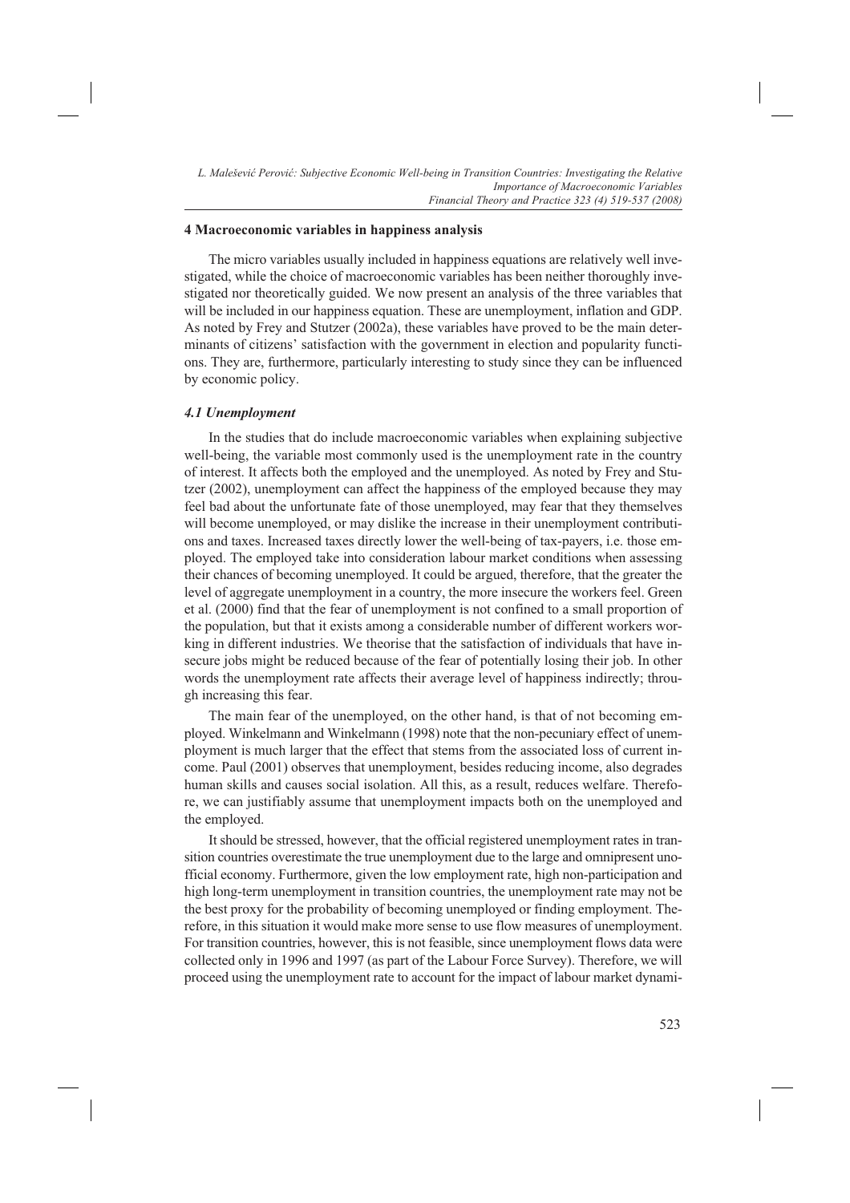## 4 Macroeconomic variables in happiness analysis

The micro variables usually included in happiness equations are relatively well investigated, while the choice of macroeconomic variables has been neither thoroughly investigated nor theoretically guided. We now present an analysis of the three variables that will be included in our happiness equation. These are unemployment, inflation and GDP. As noted by Frey and Stutzer (2002a), these variables have proved to be the main determinants of citizens' satisfaction with the government in election and popularity functions. They are, furthermore, particularly interesting to study since they can be influenced by economic policy.

### *4.1 Unemployment*

In the studies that do include macroeconomic variables when explaining subjective well-being, the variable most commonly used is the unemployment rate in the country of interest. It affects both the employed and the unemployed. As noted by Frey and Stutzer (2002), unemployment can affect the happiness of the employed because they may feel bad about the unfortunate fate of those unemployed, may fear that they themselves will become unemployed, or may dislike the increase in their unemployment contributions and taxes. Increased taxes directly lower the well-being of tax-payers, i.e. those employed. The employed take into consideration labour market conditions when assessing their chances of becoming unemployed. It could be argued, therefore, that the greater the level of aggregate unemployment in a country, the more insecure the workers feel. Green et al. (2000) find that the fear of unemployment is not confined to a small proportion of the population, but that it exists among a considerable number of different workers working in different industries. We theorise that the satisfaction of individuals that have insecure jobs might be reduced because of the fear of potentially losing their job. In other words the unemployment rate affects their average level of happiness indirectly; through increasing this fear.

The main fear of the unemployed, on the other hand, is that of not becoming employed. Winkelmann and Winkelmann (1998) note that the non-pecuniary effect of unemployment is much larger that the effect that stems from the associated loss of current income. Paul (2001) observes that unemployment, besides reducing income, also degrades human skills and causes social isolation. All this, as a result, reduces welfare. Therefore, we can justifiably assume that unemployment impacts both on the unemployed and the employed.

It should be stressed, however, that the official registered unemployment rates in transition countries overestimate the true unemployment due to the large and omnipresent unofficial economy. Furthermore, given the low employment rate, high non-participation and high long-term unemployment in transition countries, the unemployment rate may not be the best proxy for the probability of becoming unemployed or finding employment. Therefore, in this situation it would make more sense to use flow measures of unemployment. For transition countries, however, this is not feasible, since unemployment flows data were collected only in 1996 and 1997 (as part of the Labour Force Survey). Therefore, we will proceed using the unemployment rate to account for the impact of labour market dynami-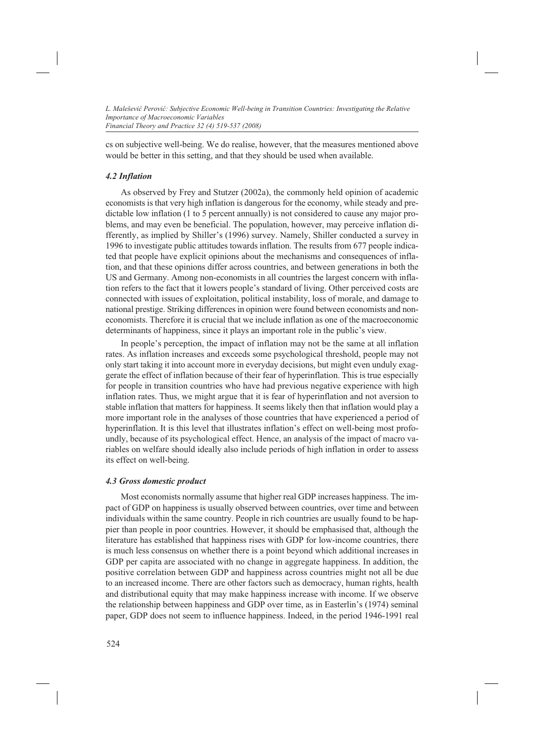cs on subjective well-being. We do realise, however, that the measures mentioned above would be better in this setting, and that they should be used when available.

### *4.2 Inflation*

As observed by Frey and Stutzer (2002a), the commonly held opinion of academic economists is that very high inflation is dangerous for the economy, while steady and predictable low inflation (1 to 5 percent annually) is not considered to cause any major problems, and may even be beneficial. The population, however, may perceive inflation differently, as implied by Shiller's (1996) survey. Namely, Shiller conducted a survey in 1996 to investigate public attitudes towards inflation. The results from 677 people indicated that people have explicit opinions about the mechanisms and consequences of inflation, and that these opinions differ across countries, and between generations in both the US and Germany. Among non-economists in all countries the largest concern with inflation refers to the fact that it lowers people's standard of living. Other perceived costs are connected with issues of exploitation, political instability, loss of morale, and damage to national prestige. Striking differences in opinion were found between economists and non-economists. Therefore it is crucial that we include inflation as one of the macroeconomic determinants of happiness, since it plays an important role in the public's view.

In people's perception, the impact of inflation may not be the same at all inflation rates. As inflation increases and exceeds some psychological threshold, people may not only start taking it into account more in everyday decisions, but might even unduly exaggerate the effect of inflation because of their fear of hyperinflation. This is true especially for people in transition countries who have had previous negative experience with high inflation rates. Thus, we might argue that it is fear of hyperinflation and not aversion to stable inflation that matters for happiness. It seems likely then that inflation would play a more important role in the analyses of those countries that have experienced a period of hyperinflation. It is this level that illustrates inflation's effect on well-being most profoundly, because of its psychological effect. Hence, an analysis of the impact of macro variables on welfare should ideally also include periods of high inflation in order to assess its effect on well-being.

### *4.3 Gross domestic product*

Most economists normally assume that higher real GDP increases happiness. The impact of GDP on happiness is usually observed between countries, over time and between individuals within the same country. People in rich countries are usually found to be happier than people in poor countries. However, it should be emphasised that, although the literature has established that happiness rises with GDP for low-income countries, there is much less consensus on whether there is a point beyond which additional increases in GDP per capita are associated with no change in aggregate happiness. In addition, the positive correlation between GDP and happiness across countries might not all be due to an increased income. There are other factors such as democracy, human rights, health and distributional equity that may make happiness increase with income. If we observe the relationship between happiness and GDP over time, as in Easterlin's (1974) seminal paper, GDP does not seem to influence happiness. Indeed, in the period 1946-1991 real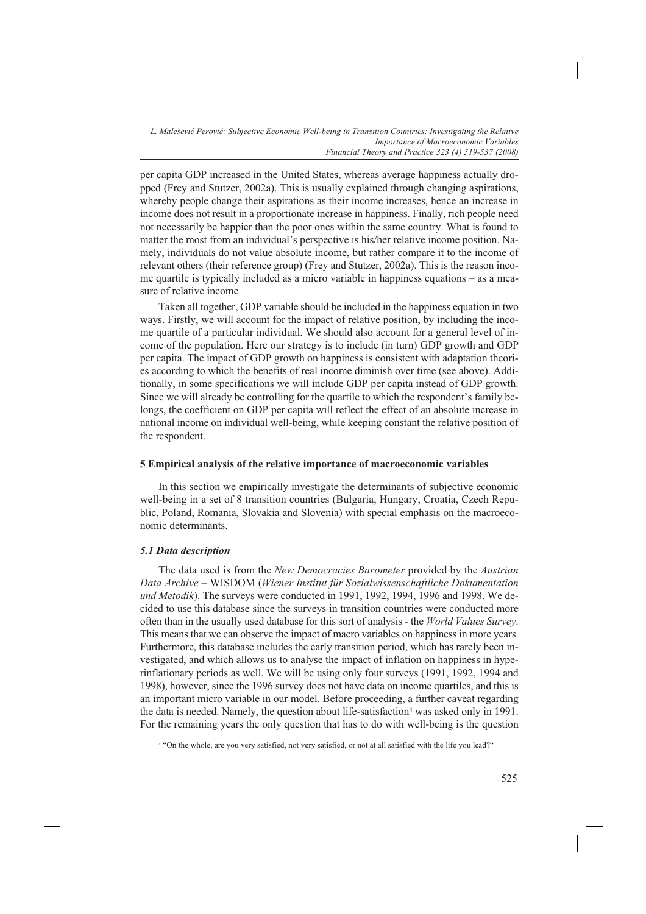per capita GDP increased in the United States, whereas average happiness actually dropped (Frey and Stutzer, 2002a). This is usually explained through changing aspirations, whereby people change their aspirations as their income increases, hence an increase in income does not result in a proportionate increase in happiness. Finally, rich people need not necessarily be happier than the poor ones within the same country. What is found to matter the most from an individual's perspective is his/her relative income position. Namely, individuals do not value absolute income, but rather compare it to the income of relevant others (their reference group) (Frey and Stutzer, 2002a). This is the reason income quartile is typically included as a micro variable in happiness equations – as a measure of relative income.

Taken all together, GDP variable should be included in the happiness equation in two ways. Firstly, we will account for the impact of relative position, by including the income quartile of a particular individual. We should also account for a general level of income of the population. Here our strategy is to include (in turn) GDP growth and GDP per capita. The impact of GDP growth on happiness is consistent with adaptation theories according to which the benefits of real income diminish over time (see above). Additionally, in some specifications we will include GDP per capita instead of GDP growth. Since we will already be controlling for the quartile to which the respondent's family belongs, the coefficient on GDP per capita will reflect the effect of an absolute increase in national income on individual well-being, while keeping constant the relative position of the respondent.

## 5 Empirical analysis of the relative importance of macroeconomic variables

In this section we empirically investigate the determinants of subjective economic well-being in a set of 8 transition countries (Bulgaria, Hungary, Croatia, Czech Republic, Poland, Romania, Slovakia and Slovenia) with special emphasis on the macroeconomic determinants.

### *5.1 Data description*

The data used is from the *New Democracies Barometer* provided by the *Austrian Data Archive* – WISDOM (*Wiener Institut für Sozialwissenschaftliche Dokumentation und Metodik*). The surveys were conducted in 1991, 1992, 1994, 1996 and 1998. We decided to use this database since the surveys in transition countries were conducted more often than in the usually used database for this sort of analysis - the *World Values Survey*. This means that we can observe the impact of macro variables on happiness in more years. Furthermore, this database includes the early transition period, which has rarely been investigated, and which allows us to analyse the impact of inflation on happiness in hyperinflationary periods as well. We will be using only four surveys (1991, 1992, 1994 and 1998), however, since the 1996 survey does not have data on income quartiles, and this is an important micro variable in our model. Before proceeding, a further caveat regarding the data is needed. Namely, the question about life-satisfaction[4] was asked only in 1991. For the remaining years the only question that has to do with well-being is the question

[4] "On the whole, are you very satisfied, not very satisfied, or not at all satisfied with the life you lead?"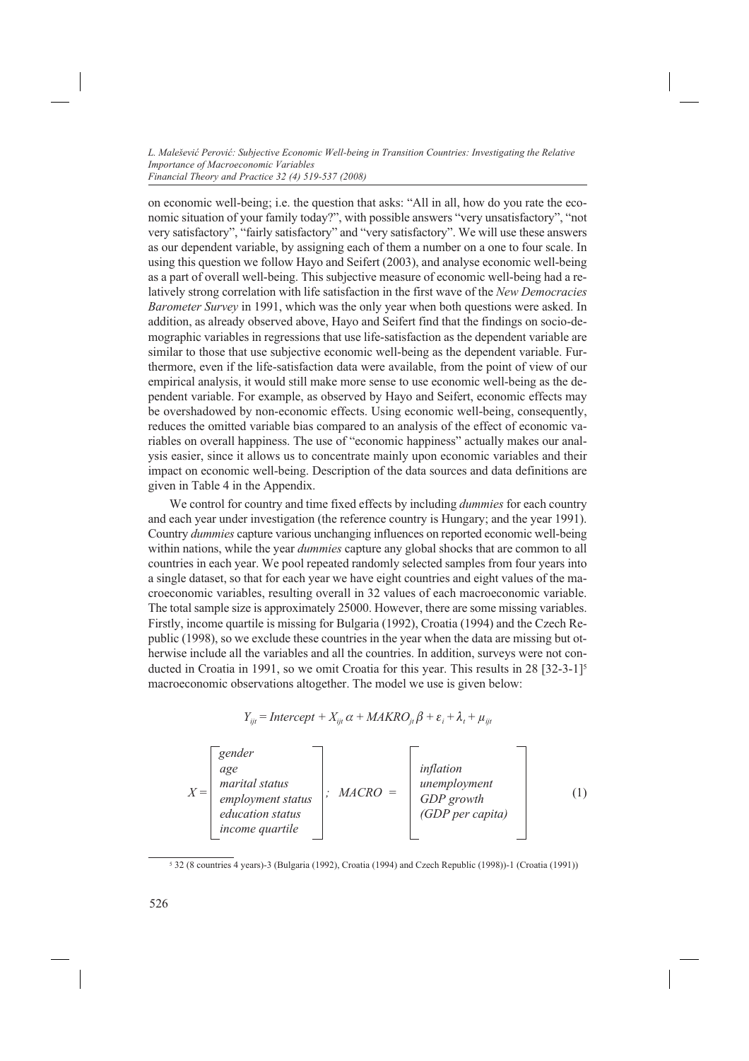on economic well-being; i.e. the question that asks: "All in all, how do you rate the economic situation of your family today?", with possible answers "very unsatisfactory", "not very satisfactory", "fairly satisfactory" and "very satisfactory". We will use these answers as our dependent variable, by assigning each of them a number on a one to four scale. In using this question we follow Hayo and Seifert (2003), and analyse economic well-being as a part of overall well-being. This subjective measure of economic well-being had a relatively strong correlation with life satisfaction in the first wave of the *New Democracies Barometer Survey* in 1991, which was the only year when both questions were asked. In addition, as already observed above, Hayo and Seifert find that the findings on socio-demographic variables in regressions that use life-satisfaction as the dependent variable are similar to those that use subjective economic well-being as the dependent variable. Furthermore, even if the life-satisfaction data were available, from the point of view of our empirical analysis, it would still make more sense to use economic well-being as the dependent variable. For example, as observed by Hayo and Seifert, economic effects may be overshadowed by non-economic effects. Using economic well-being, consequently, reduces the omitted variable bias compared to an analysis of the effect of economic variables on overall happiness. The use of "economic happiness" actually makes our analysis easier, since it allows us to concentrate mainly upon economic variables and their impact on economic well-being. Description of the data sources and data definitions are given in Table 4 in the Appendix.

We control for country and time fixed effects by including *dummies* for each country and each year under investigation (the reference country is Hungary; and the year 1991). Country *dummies* capture various unchanging influences on reported economic well-being within nations, while the year *dummies* capture any global shocks that are common to all countries in each year. We pool repeated randomly selected samples from four years into a single dataset, so that for each year we have eight countries and eight values of the macroeconomic variables, resulting overall in 32 values of each macroeconomic variable. The total sample size is approximately 25000. However, there are some missing variables. Firstly, income quartile is missing for Bulgaria (1992), Croatia (1994) and the Czech Republic (1998), so we exclude these countries in the year when the data are missing but otherwise include all the variables and all the countries. In addition, surveys were not conducted in Croatia in 1991, so we omit Croatia for this year. This results in 28 [32-3-1][5] macroeconomic observations altogether. The model we use is given below:

$$Y_{ijt} = Intercept + X_{ijt}\,\alpha + MAKRO_{jt}\,\beta + \varepsilon_i + \lambda_t + \mu_{ijt}$$

$$X = \begin{bmatrix} gender \\ age \\ marital\ status \\ employment\ status \\ education\ status \\ income\ quartile \end{bmatrix}; \quad MACRO = \begin{bmatrix} inflation \\ unemployment \\ GDP\ growth \\ (GDP\ per\ capita) \end{bmatrix} \tag{1}$$

[5] 32 (8 countries 4 years)-3 (Bulgaria (1992), Croatia (1994) and Czech Republic (1998))-1 (Croatia (1991))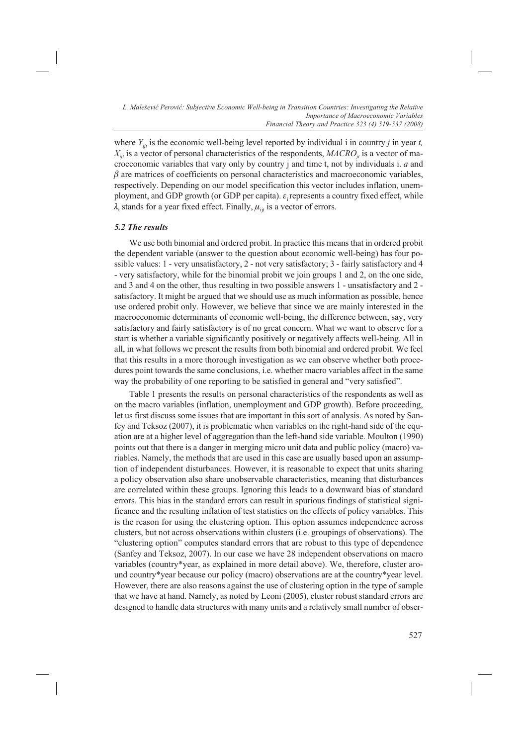where $Y_{ijt}$ is the economic well-being level reported by individual i in country *j* in year *t*, $X_{ijt}$ is a vector of personal characteristics of the respondents, $MACRO_{jt}$ is a vector of macroeconomic variables that vary only by country j and time t, not by individuals i. $a$ and $\beta$ are matrices of coefficients on personal characteristics and macroeconomic variables, respectively. Depending on our model specification this vector includes inflation, unemployment, and GDP growth (or GDP per capita). $\varepsilon_i$ represents a country fixed effect, while $\lambda_t$ stands for a year fixed effect. Finally, $\mu_{ijt}$ is a vector of errors.

### *5.2 The results*

We use both binomial and ordered probit. In practice this means that in ordered probit the dependent variable (answer to the question about economic well-being) has four possible values: 1 - very unsatisfactory, 2 - not very satisfactory; 3 - fairly satisfactory and 4 - very satisfactory, while for the binomial probit we join groups 1 and 2, on the one side, and 3 and 4 on the other, thus resulting in two possible answers 1 - unsatisfactory and 2 - satisfactory. It might be argued that we should use as much information as possible, hence use ordered probit only. However, we believe that since we are mainly interested in the macroeconomic determinants of economic well-being, the difference between, say, very satisfactory and fairly satisfactory is of no great concern. What we want to observe for a start is whether a variable significantly positively or negatively affects well-being. All in all, in what follows we present the results from both binomial and ordered probit. We feel that this results in a more thorough investigation as we can observe whether both procedures point towards the same conclusions, i.e. whether macro variables affect in the same way the probability of one reporting to be satisfied in general and "very satisfied".

Table 1 presents the results on personal characteristics of the respondents as well as on the macro variables (inflation, unemployment and GDP growth). Before proceeding, let us first discuss some issues that are important in this sort of analysis. As noted by Sanfey and Teksoz (2007), it is problematic when variables on the right-hand side of the equation are at a higher level of aggregation than the left-hand side variable. Moulton (1990) points out that there is a danger in merging micro unit data and public policy (macro) variables. Namely, the methods that are used in this case are usually based upon an assumption of independent disturbances. However, it is reasonable to expect that units sharing a policy observation also share unobservable characteristics, meaning that disturbances are correlated within these groups. Ignoring this leads to a downward bias of standard errors. This bias in the standard errors can result in spurious findings of statistical significance and the resulting inflation of test statistics on the effects of policy variables. This is the reason for using the clustering option. This option assumes independence across clusters, but not across observations within clusters (i.e. groupings of observations). The "clustering option" computes standard errors that are robust to this type of dependence (Sanfey and Teksoz, 2007). In our case we have 28 independent observations on macro variables (country*year, as explained in more detail above). We, therefore, cluster around country*year because our policy (macro) observations are at the country*year level. However, there are also reasons against the use of clustering option in the type of sample that we have at hand. Namely, as noted by Leoni (2005), cluster robust standard errors are designed to handle data structures with many units and a relatively small number of obser-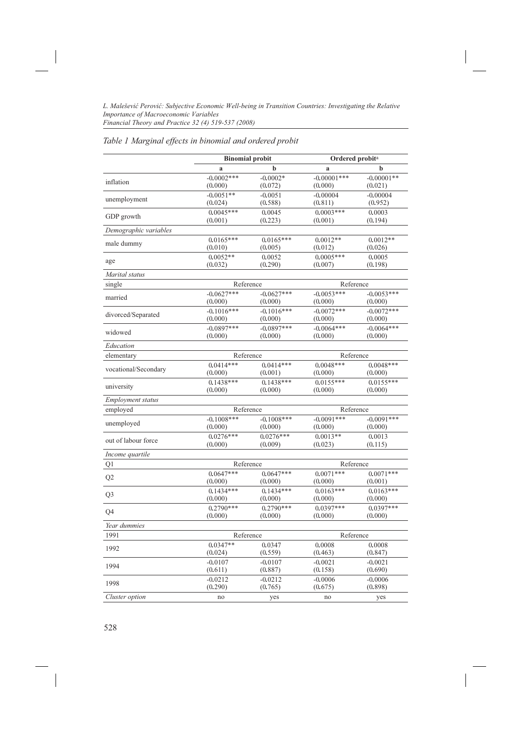*Table 1 Marginal effects in binomial and ordered probit*

| | Binomial probit | | Ordered probit[a] | |
|---|---|---|---|---|
| | **a** | **b** | **a** | **b** |
| inflation | -0.0002*** (0.000) | -0.0002* (0.072) | -0.00001*** (0.000) | -0.00001** (0.021) |
| unemployment | -0.0051** (0.024) | -0.0051 (0.588) | -0.00004 (0.811) | -0.00004 (0.952) |
| GDP growth | 0.0045*** (0.001) | 0.0045 (0.223) | 0.0003*** (0.001) | 0.0003 (0.194) |
| *Demographic variables* | | | | |
| male dummy | 0.0165*** (0.010) | 0.0165*** (0.005) | 0.0012** (0.012) | 0.0012** (0.026) |
| age | 0.0052** (0.032) | 0.0052 (0.290) | 0.0005*** (0.007) | 0.0005 (0.198) |
| *Marital status* | | | | |
| single | Reference | | Reference | |
| married | -0.0627*** (0.000) | -0.0627*** (0.000) | -0.0053*** (0.000) | -0.0053*** (0.000) |
| divorced/Separated | -0.1016*** (0.000) | -0.1016*** (0.000) | -0.0072*** (0.000) | -0.0072*** (0.000) |
| widowed | -0.0897*** (0.000) | -0.0897*** (0.000) | -0.0064*** (0.000) | -0.0064*** (0.000) |
| *Education* | | | | |
| elementary | Reference | | Reference | |
| vocational/Secondary | 0.0414*** (0.000) | 0.0414*** (0.001) | 0.0048*** (0.000) | 0.0048*** (0.000) |
| university | 0.1438*** (0.000) | 0.1438*** (0.000) | 0.0155*** (0.000) | 0.0155*** (0.000) |
| *Employment status* | | | | |
| employed | Reference | | Reference | |
| unemployed | -0.1008*** (0.000) | -0.1008*** (0.000) | -0.0091*** (0.000) | -0.0091*** (0.000) |
| out of labour force | 0.0276*** (0.000) | 0.0276*** (0.009) | 0.0013** (0.023) | 0.0013 (0.115) |
| *Income quartile* | | | | |
| Q1 | Reference | | Reference | |
| Q2 | 0.0647*** (0.000) | 0.0647*** (0.000) | 0.0071*** (0.000) | 0.0071*** (0.001) |
| Q3 | 0.1434*** (0.000) | 0.1434*** (0.000) | 0.0163*** (0.000) | 0.0163*** (0.000) |
| Q4 | 0.2790*** (0.000) | 0.2790*** (0.000) | 0.0397*** (0.000) | 0.0397*** (0.000) |
| *Year dummies* | | | | |
| 1991 | Reference | | Reference | |
| 1992 | 0.0347** (0.024) | 0.0347 (0.559) | 0.0008 (0.463) | 0.0008 (0.847) |
| 1994 | -0.0107 (0.611) | -0.0107 (0.887) | -0.0021 (0.158) | -0.0021 (0.690) |
| 1998 | -0.0212 (0.290) | -0.0212 (0.765) | -0.0006 (0.675) | -0.0006 (0.898) |
| *Cluster option* | no | yes | no | yes |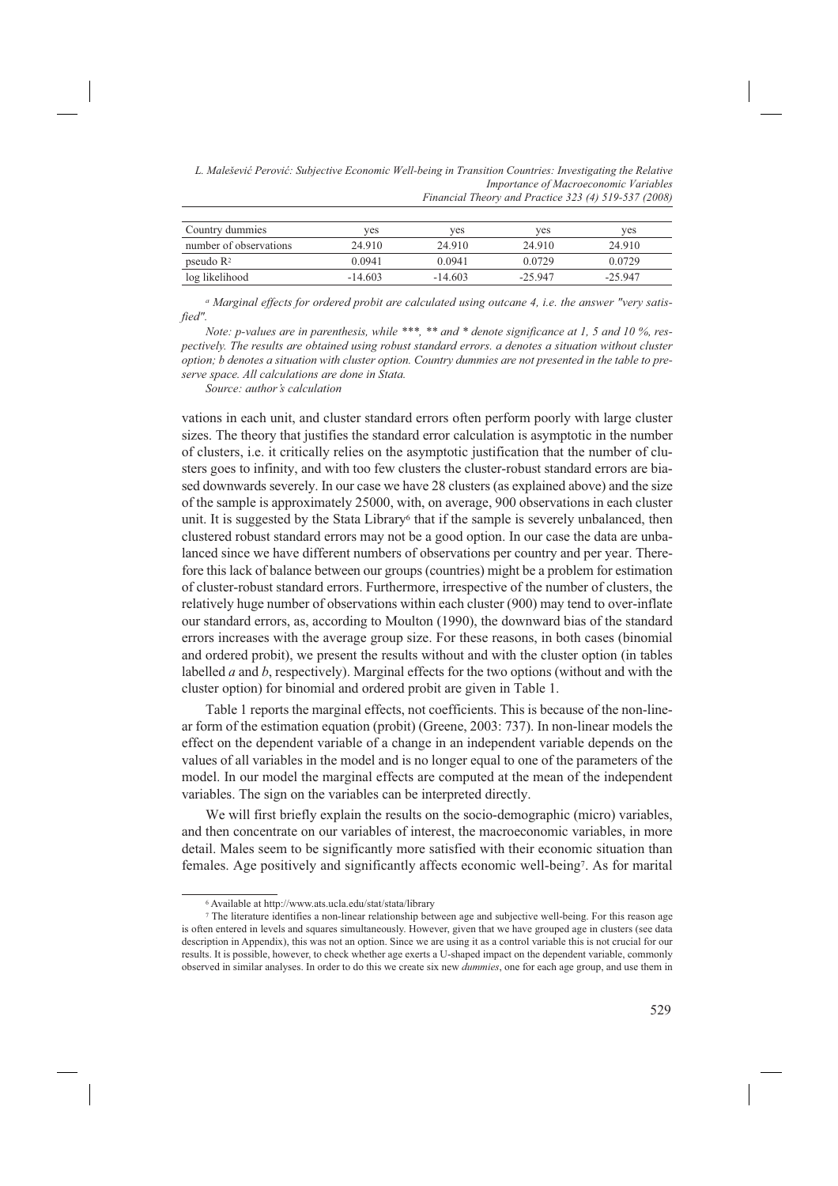| Country dummies | yes | yes | yes | yes |
| --- | --- | --- | --- | --- |
| number of observations | 24.910 | 24.910 | 24.910 | 24.910 |
| pseudo $R^2$ | 0.0941 | 0.0941 | 0.0729 | 0.0729 |
| log likelihood | -14.603 | -14.603 | -25.947 | -25.947 |

*[a] Marginal effects for ordered probit are calculated using outcane 4, i.e. the answer "very satisfied".*

*Note: p-values are in parenthesis, while \*\*\*, \*\* and \* denote significance at 1, 5 and 10 %, respectively. The results are obtained using robust standard errors. a denotes a situation without cluster option; b denotes a situation with cluster option. Country dummies are not presented in the table to preserve space. All calculations are done in Stata.*

*Source: author's calculation*

vations in each unit, and cluster standard errors often perform poorly with large cluster sizes. The theory that justifies the standard error calculation is asymptotic in the number of clusters, i.e. it critically relies on the asymptotic justification that the number of clusters goes to infinity, and with too few clusters the cluster-robust standard errors are biased downwards severely. In our case we have 28 clusters (as explained above) and the size of the sample is approximately 25000, with, on average, 900 observations in each cluster unit. It is suggested by the Stata Library[6] that if the sample is severely unbalanced, then clustered robust standard errors may not be a good option. In our case the data are unbalanced since we have different numbers of observations per country and per year. Therefore this lack of balance between our groups (countries) might be a problem for estimation of cluster-robust standard errors. Furthermore, irrespective of the number of clusters, the relatively huge number of observations within each cluster (900) may tend to over-inflate our standard errors, as, according to Moulton (1990), the downward bias of the standard errors increases with the average group size. For these reasons, in both cases (binomial and ordered probit), we present the results without and with the cluster option (in tables labelled *a* and *b*, respectively). Marginal effects for the two options (without and with the cluster option) for binomial and ordered probit are given in Table 1.

Table 1 reports the marginal effects, not coefficients. This is because of the non-linear form of the estimation equation (probit) (Greene, 2003: 737). In non-linear models the effect on the dependent variable of a change in an independent variable depends on the values of all variables in the model and is no longer equal to one of the parameters of the model. In our model the marginal effects are computed at the mean of the independent variables. The sign on the variables can be interpreted directly.

We will first briefly explain the results on the socio-demographic (micro) variables, and then concentrate on our variables of interest, the macroeconomic variables, in more detail. Males seem to be significantly more satisfied with their economic situation than females. Age positively and significantly affects economic well-being[7]. As for marital

[6] Available at http://www.ats.ucla.edu/stat/stata/library

[7] The literature identifies a non-linear relationship between age and subjective well-being. For this reason age is often entered in levels and squares simultaneously. However, given that we have grouped age in clusters (see data description in Appendix), this was not an option. Since we are using it as a control variable this is not crucial for our results. It is possible, however, to check whether age exerts a U-shaped impact on the dependent variable, commonly observed in similar analyses. In order to do this we create six new *dummies*, one for each age group, and use them in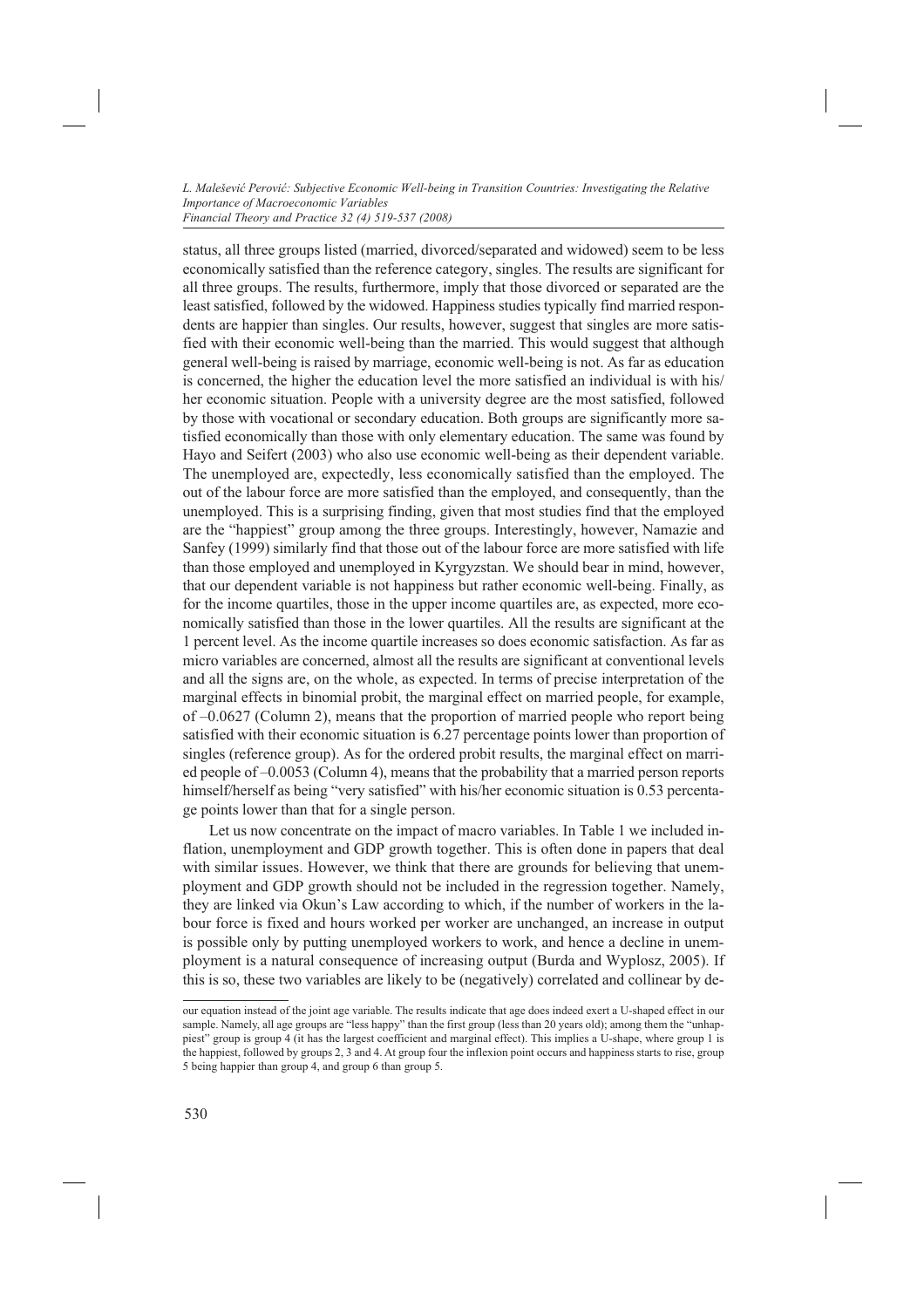status, all three groups listed (married, divorced/separated and widowed) seem to be less economically satisfied than the reference category, singles. The results are significant for all three groups. The results, furthermore, imply that those divorced or separated are the least satisfied, followed by the widowed. Happiness studies typically find married respondents are happier than singles. Our results, however, suggest that singles are more satisfied with their economic well-being than the married. This would suggest that although general well-being is raised by marriage, economic well-being is not. As far as education is concerned, the higher the education level the more satisfied an individual is with his/her economic situation. People with a university degree are the most satisfied, followed by those with vocational or secondary education. Both groups are significantly more satisfied economically than those with only elementary education. The same was found by Hayo and Seifert (2003) who also use economic well-being as their dependent variable. The unemployed are, expectedly, less economically satisfied than the employed. The out of the labour force are more satisfied than the employed, and consequently, than the unemployed. This is a surprising finding, given that most studies find that the employed are the "happiest" group among the three groups. Interestingly, however, Namazie and Sanfey (1999) similarly find that those out of the labour force are more satisfied with life than those employed and unemployed in Kyrgyzstan. We should bear in mind, however, that our dependent variable is not happiness but rather economic well-being. Finally, as for the income quartiles, those in the upper income quartiles are, as expected, more economically satisfied than those in the lower quartiles. All the results are significant at the 1 percent level. As the income quartile increases so does economic satisfaction. As far as micro variables are concerned, almost all the results are significant at conventional levels and all the signs are, on the whole, as expected. In terms of precise interpretation of the marginal effects in binomial probit, the marginal effect on married people, for example, of –0.0627 (Column 2), means that the proportion of married people who report being satisfied with their economic situation is 6.27 percentage points lower than proportion of singles (reference group). As for the ordered probit results, the marginal effect on married people of –0.0053 (Column 4), means that the probability that a married person reports himself/herself as being "very satisfied" with his/her economic situation is 0.53 percentage points lower than that for a single person.

Let us now concentrate on the impact of macro variables. In Table 1 we included inflation, unemployment and GDP growth together. This is often done in papers that deal with similar issues. However, we think that there are grounds for believing that unemployment and GDP growth should not be included in the regression together. Namely, they are linked via Okun's Law according to which, if the number of workers in the labour force is fixed and hours worked per worker are unchanged, an increase in output is possible only by putting unemployed workers to work, and hence a decline in unemployment is a natural consequence of increasing output (Burda and Wyplosz, 2005). If this is so, these two variables are likely to be (negatively) correlated and collinear by de-

our equation instead of the joint age variable. The results indicate that age does indeed exert a U-shaped effect in our sample. Namely, all age groups are "less happy" than the first group (less than 20 years old); among them the "unhappiest" group is group 4 (it has the largest coefficient and marginal effect). This implies a U-shape, where group 1 is the happiest, followed by groups 2, 3 and 4. At group four the inflexion point occurs and happiness starts to rise, group 5 being happier than group 4, and group 6 than group 5.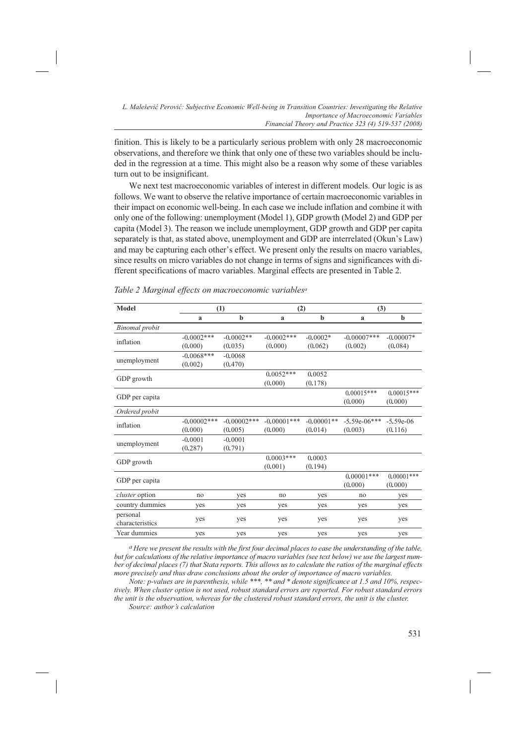finition. This is likely to be a particularly serious problem with only 28 macroeconomic observations, and therefore we think that only one of these two variables should be included in the regression at a time. This might also be a reason why some of these variables turn out to be insignificant.

We next test macroeconomic variables of interest in different models. Our logic is as follows. We want to observe the relative importance of certain macroeconomic variables in their impact on economic well-being. In each case we include inflation and combine it with only one of the following: unemployment (Model 1), GDP growth (Model 2) and GDP per capita (Model 3). The reason we include unemployment, GDP growth and GDP per capita separately is that, as stated above, unemployment and GDP are interrelated (Okun's Law) and may be capturing each other's effect. We present only the results on macro variables, since results on micro variables do not change in terms of signs and significances with different specifications of macro variables. Marginal effects are presented in Table 2.

*Table 2 Marginal effects on macroeconomic variables*[a]

| Model | (1) | | (2) | | (3) | |
|---|---|---|---|---|---|---|
| | a | b | a | b | a | b |
| *Binomal probit* | | | | | | |
| inflation | -0.0002*** (0.000) | -0.0002** (0.035) | -0.0002*** (0.000) | -0.0002* (0.062) | -0.00007*** (0.002) | -0.00007* (0.084) |
| unemployment | -0.0068*** (0.002) | -0.0068 (0.470) | | | | |
| GDP growth | | | 0.0052*** (0.000) | 0.0052 (0.178) | | |
| GDP per capita | | | | | 0.00015*** (0.000) | 0.00015*** (0.000) |
| *Ordered probit* | | | | | | |
| inflation | -0.00002*** (0.000) | -0.00002*** (0.005) | -0.00001*** (0.000) | -0.00001** (0.014) | -5.59e-06*** (0.003) | -5.59e-06 (0.116) |
| unemployment | -0.0001 (0.287) | -0.0001 (0.791) | | | | |
| GDP growth | | | 0.0003*** (0.001) | 0.0003 (0.194) | | |
| GDP per capita | | | | | 0.00001*** (0.000) | 0.00001*** (0.000) |
| *cluster* option | no | yes | no | yes | no | yes |
| country dummies | yes | yes | yes | yes | yes | yes |
| personal characteristics | yes | yes | yes | yes | yes | yes |
| Year dummies | yes | yes | yes | yes | yes | yes |

*[a] Here we present the results with the first four decimal places to ease the understanding of the table, but for calculations of the relative importance of macro variables (see text below) we use the largest number of decimal places (7) that Stata reports. This allows us to calculate the ratios of the marginal effects more precisely and thus draw conclusions about the order of importance of macro variables.*

*Note: p-values are in parenthesis, while \*\*\*, \*\* and \* denote significance at 1.5 and 10%, respectively. When cluster option is not used, robust standard errors are reported. For robust standard errors the unit is the observation, whereas for the clustered robust standard errors, the unit is the cluster.*

*Source: author's calculation*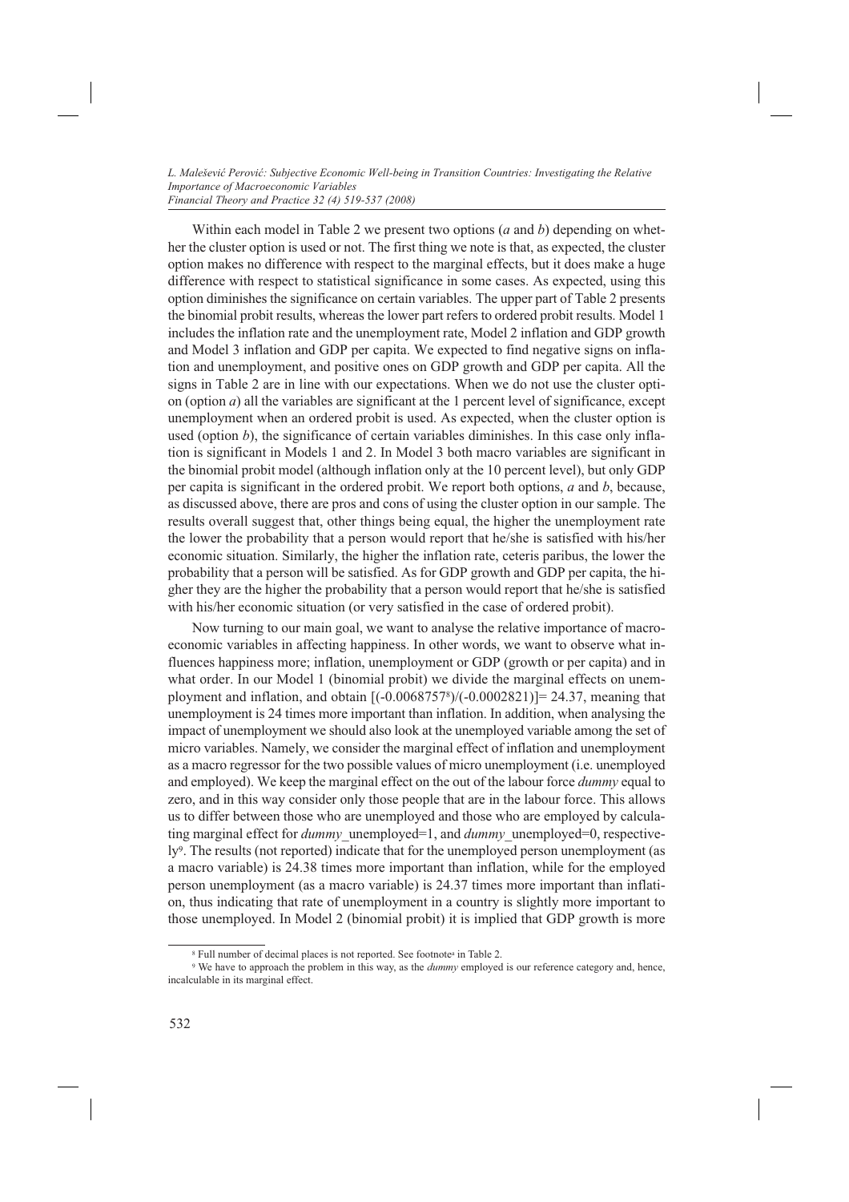Within each model in Table 2 we present two options (*a* and *b*) depending on whether the cluster option is used or not. The first thing we note is that, as expected, the cluster option makes no difference with respect to the marginal effects, but it does make a huge difference with respect to statistical significance in some cases. As expected, using this option diminishes the significance on certain variables. The upper part of Table 2 presents the binomial probit results, whereas the lower part refers to ordered probit results. Model 1 includes the inflation rate and the unemployment rate, Model 2 inflation and GDP growth and Model 3 inflation and GDP per capita. We expected to find negative signs on inflation and unemployment, and positive ones on GDP growth and GDP per capita. All the signs in Table 2 are in line with our expectations. When we do not use the cluster option (option *a*) all the variables are significant at the 1 percent level of significance, except unemployment when an ordered probit is used. As expected, when the cluster option is used (option *b*), the significance of certain variables diminishes. In this case only inflation is significant in Models 1 and 2. In Model 3 both macro variables are significant in the binomial probit model (although inflation only at the 10 percent level), but only GDP per capita is significant in the ordered probit. We report both options, *a* and *b*, because, as discussed above, there are pros and cons of using the cluster option in our sample. The results overall suggest that, other things being equal, the higher the unemployment rate the lower the probability that a person would report that he/she is satisfied with his/her economic situation. Similarly, the higher the inflation rate, ceteris paribus, the lower the probability that a person will be satisfied. As for GDP growth and GDP per capita, the higher they are the higher the probability that a person would report that he/she is satisfied with his/her economic situation (or very satisfied in the case of ordered probit).

Now turning to our main goal, we want to analyse the relative importance of macroeconomic variables in affecting happiness. In other words, we want to observe what influences happiness more; inflation, unemployment or GDP (growth or per capita) and in what order. In our Model 1 (binomial probit) we divide the marginal effects on unemployment and inflation, and obtain [(-0.0068757[8])/(-0.0002821)]= 24.37, meaning that unemployment is 24 times more important than inflation. In addition, when analysing the impact of unemployment we should also look at the unemployed variable among the set of micro variables. Namely, we consider the marginal effect of inflation and unemployment as a macro regressor for the two possible values of micro unemployment (i.e. unemployed and employed). We keep the marginal effect on the out of the labour force *dummy* equal to zero, and in this way consider only those people that are in the labour force. This allows us to differ between those who are unemployed and those who are employed by calculating marginal effect for *dummy*_unemployed=1, and *dummy*_unemployed=0, respectively[9]. The results (not reported) indicate that for the unemployed person unemployment (as a macro variable) is 24.38 times more important than inflation, while for the employed person unemployment (as a macro variable) is 24.37 times more important than inflation, thus indicating that rate of unemployment in a country is slightly more important to those unemployed. In Model 2 (binomial probit) it is implied that GDP growth is more

---

[8] Full number of decimal places is not reported. See footnote[a] in Table 2.

[9] We have to approach the problem in this way, as the *dummy* employed is our reference category and, hence, incalculable in its marginal effect.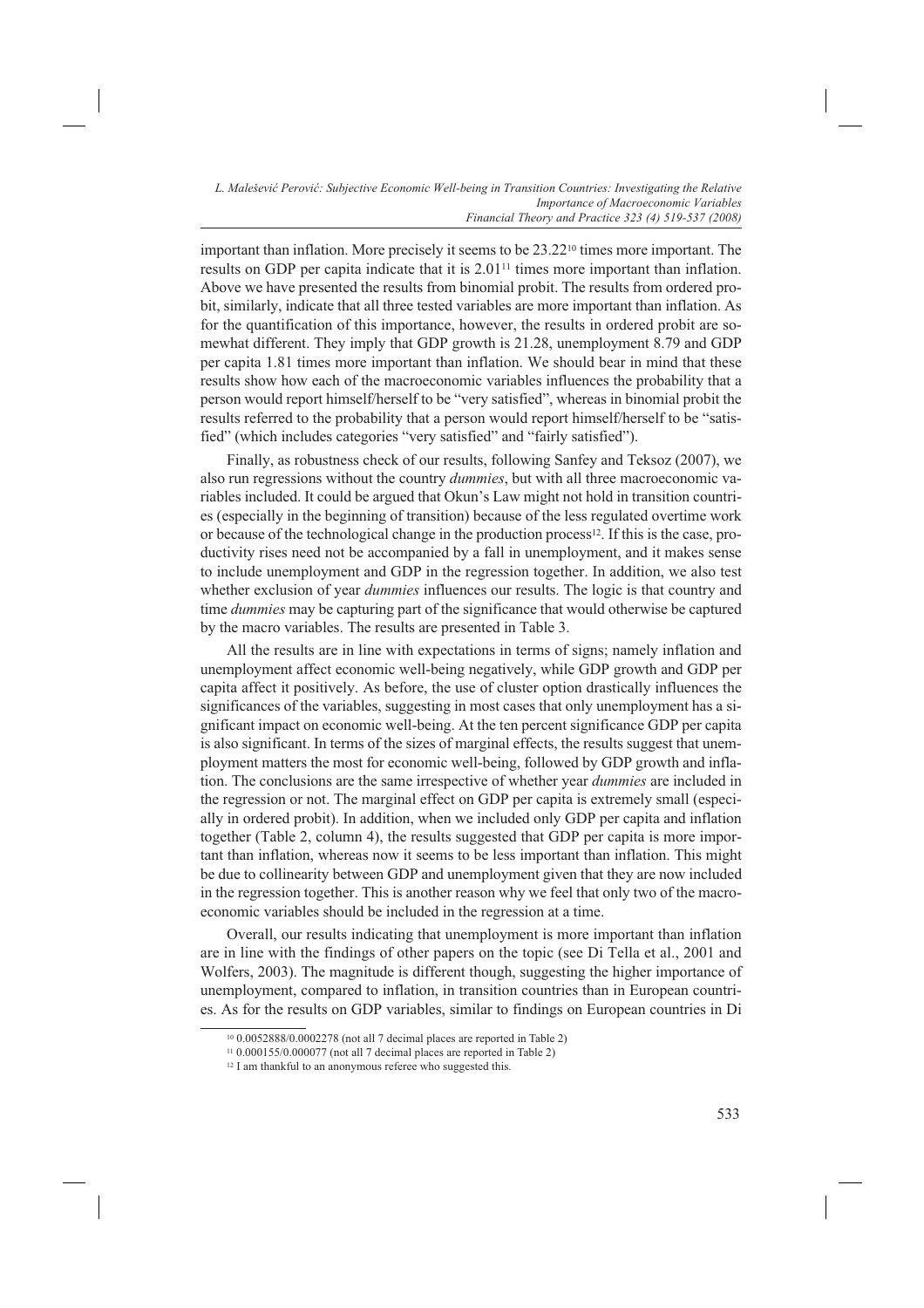important than inflation. More precisely it seems to be 23.22[10] times more important. The results on GDP per capita indicate that it is 2.01[11] times more important than inflation. Above we have presented the results from binomial probit. The results from ordered probit, similarly, indicate that all three tested variables are more important than inflation. As for the quantification of this importance, however, the results in ordered probit are somewhat different. They imply that GDP growth is 21.28, unemployment 8.79 and GDP per capita 1.81 times more important than inflation. We should bear in mind that these results show how each of the macroeconomic variables influences the probability that a person would report himself/herself to be "very satisfied", whereas in binomial probit the results referred to the probability that a person would report himself/herself to be "satisfied" (which includes categories "very satisfied" and "fairly satisfied").

Finally, as robustness check of our results, following Sanfey and Teksoz (2007), we also run regressions without the country *dummies*, but with all three macroeconomic variables included. It could be argued that Okun's Law might not hold in transition countries (especially in the beginning of transition) because of the less regulated overtime work or because of the technological change in the production process[12]. If this is the case, productivity rises need not be accompanied by a fall in unemployment, and it makes sense to include unemployment and GDP in the regression together. In addition, we also test whether exclusion of year *dummies* influences our results. The logic is that country and time *dummies* may be capturing part of the significance that would otherwise be captured by the macro variables. The results are presented in Table 3.

All the results are in line with expectations in terms of signs; namely inflation and unemployment affect economic well-being negatively, while GDP growth and GDP per capita affect it positively. As before, the use of cluster option drastically influences the significances of the variables, suggesting in most cases that only unemployment has a significant impact on economic well-being. At the ten percent significance GDP per capita is also significant. In terms of the sizes of marginal effects, the results suggest that unemployment matters the most for economic well-being, followed by GDP growth and inflation. The conclusions are the same irrespective of whether year *dummies* are included in the regression or not. The marginal effect on GDP per capita is extremely small (especially in ordered probit). In addition, when we included only GDP per capita and inflation together (Table 2, column 4), the results suggested that GDP per capita is more important than inflation, whereas now it seems to be less important than inflation. This might be due to collinearity between GDP and unemployment given that they are now included in the regression together. This is another reason why we feel that only two of the macroeconomic variables should be included in the regression at a time.

Overall, our results indicating that unemployment is more important than inflation are in line with the findings of other papers on the topic (see Di Tella et al., 2001 and Wolfers, 2003). The magnitude is different though, suggesting the higher importance of unemployment, compared to inflation, in transition countries than in European countries. As for the results on GDP variables, similar to findings on European countries in Di

---

[10] 0.0052888/0.0002278 (not all 7 decimal places are reported in Table 2)

[11] 0.000155/0.000077 (not all 7 decimal places are reported in Table 2)

[12] I am thankful to an anonymous referee who suggested this.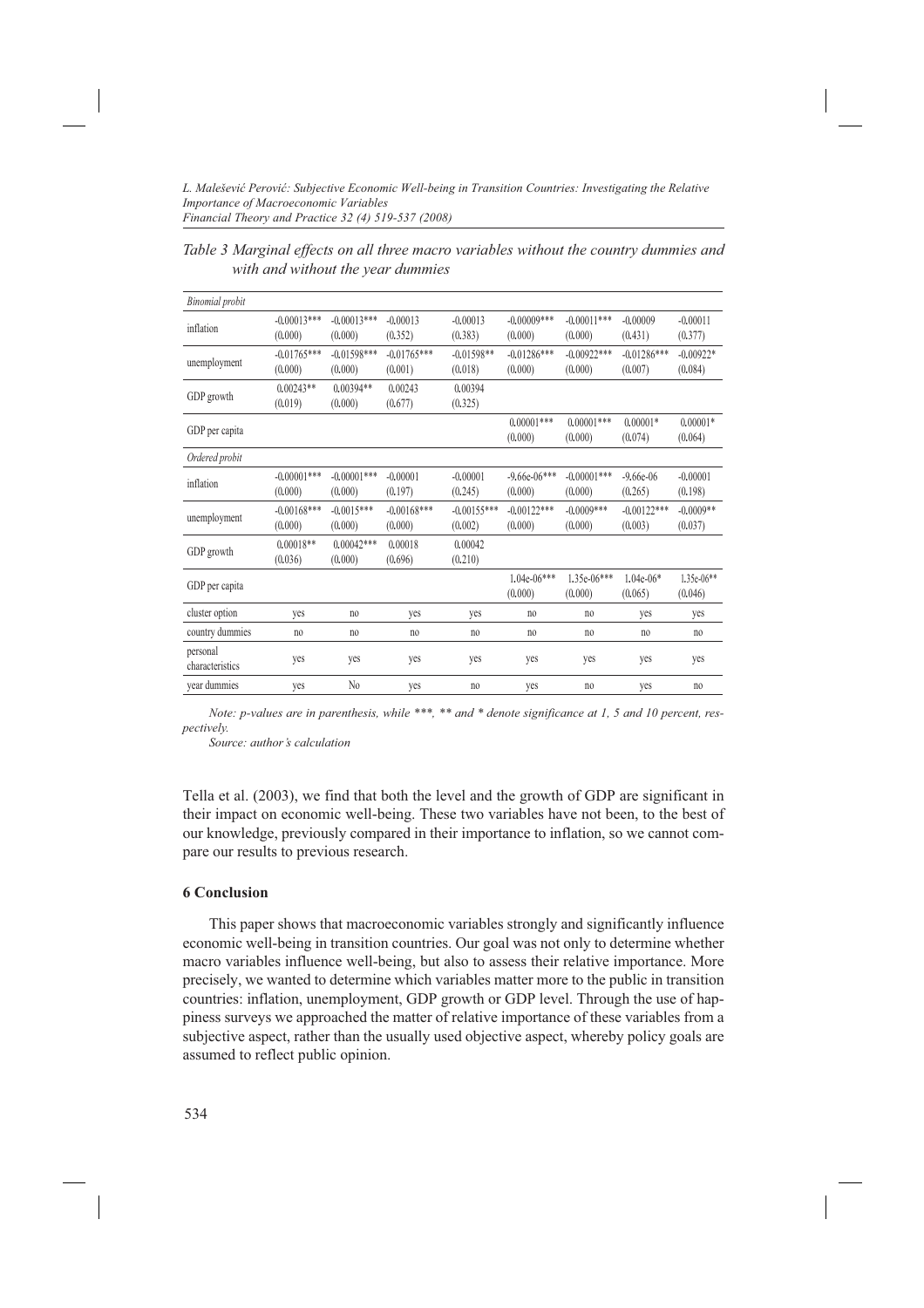*Table 3 Marginal effects on all three macro variables without the country dummies and with and without the year dummies*

| *Binomial probit* | | | | | | | | |
|---|---|---|---|---|---|---|---|---|
| inflation | -0.00013*** (0.000) | -0.00013*** (0.000) | -0.00013 (0.352) | -0.00013 (0.383) | -0.00009*** (0.000) | -0.00011*** (0.000) | -0.00009 (0.431) | -0.00011 (0.377) |
| unemployment | -0.01765*** (0.000) | -0.01598*** (0.000) | -0.01765*** (0.001) | -0.01598** (0.018) | -0.01286*** (0.000) | -0.00922*** (0.000) | -0.01286*** (0.007) | -0.00922* (0.084) |
| GDP growth | 0.00243** (0.019) | 0.00394** (0.000) | 0.00243 (0.677) | 0.00394 (0.325) | | | | |
| GDP per capita | | | | | 0.00001*** (0.000) | 0.00001*** (0.000) | 0.00001* (0.074) | 0.00001* (0.064) |
| *Ordered probit* | | | | | | | | |
| inflation | -0.00001*** (0.000) | -0.00001*** (0.000) | -0.00001 (0.197) | -0.00001 (0.245) | -9.66e-06*** (0.000) | -0.00001*** (0.000) | -9.66e-06 (0.265) | -0.00001 (0.198) |
| unemployment | -0.00168*** (0.000) | -0.0015*** (0.000) | -0.00168*** (0.000) | -0.00155*** (0.002) | -0.00122*** (0.000) | -0.0009*** (0.000) | -0.00122*** (0.003) | -0.0009** (0.037) |
| GDP growth | 0.00018** (0.036) | 0.00042*** (0.000) | 0.00018 (0.696) | 0.00042 (0.210) | | | | |
| GDP per capita | | | | | 1.04e-06*** (0.000) | 1.35e-06*** (0.000) | 1.04e-06* (0.065) | 1.35e-06** (0.046) |
| cluster option | yes | no | yes | yes | no | no | yes | yes |
| country dummies | no | no | no | no | no | no | no | no |
| personal characteristics | yes | yes | yes | yes | yes | yes | yes | yes |
| year dummies | yes | No | yes | no | yes | no | yes | no |

*Note: p-values are in parenthesis, while \*\*\*, \*\* and \* denote significance at 1, 5 and 10 percent, respectively.*

*Source: author's calculation*

Tella et al. (2003), we find that both the level and the growth of GDP are significant in their impact on economic well-being. These two variables have not been, to the best of our knowledge, previously compared in their importance to inflation, so we cannot compare our results to previous research.

## 6 Conclusion

This paper shows that macroeconomic variables strongly and significantly influence economic well-being in transition countries. Our goal was not only to determine whether macro variables influence well-being, but also to assess their relative importance. More precisely, we wanted to determine which variables matter more to the public in transition countries: inflation, unemployment, GDP growth or GDP level. Through the use of happiness surveys we approached the matter of relative importance of these variables from a subjective aspect, rather than the usually used objective aspect, whereby policy goals are assumed to reflect public opinion.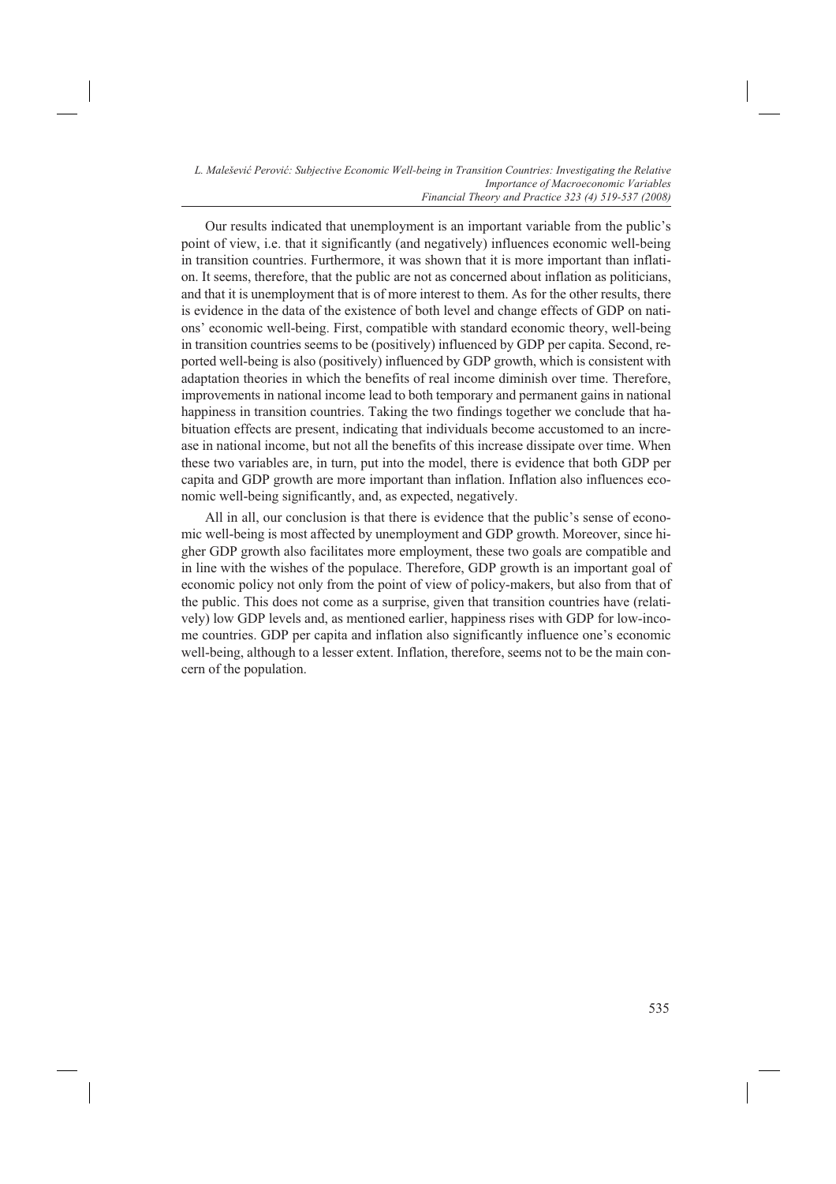Our results indicated that unemployment is an important variable from the public's point of view, i.e. that it significantly (and negatively) influences economic well-being in transition countries. Furthermore, it was shown that it is more important than inflation. It seems, therefore, that the public are not as concerned about inflation as politicians, and that it is unemployment that is of more interest to them. As for the other results, there is evidence in the data of the existence of both level and change effects of GDP on nations' economic well-being. First, compatible with standard economic theory, well-being in transition countries seems to be (positively) influenced by GDP per capita. Second, reported well-being is also (positively) influenced by GDP growth, which is consistent with adaptation theories in which the benefits of real income diminish over time. Therefore, improvements in national income lead to both temporary and permanent gains in national happiness in transition countries. Taking the two findings together we conclude that habituation effects are present, indicating that individuals become accustomed to an increase in national income, but not all the benefits of this increase dissipate over time. When these two variables are, in turn, put into the model, there is evidence that both GDP per capita and GDP growth are more important than inflation. Inflation also influences economic well-being significantly, and, as expected, negatively.

All in all, our conclusion is that there is evidence that the public's sense of economic well-being is most affected by unemployment and GDP growth. Moreover, since higher GDP growth also facilitates more employment, these two goals are compatible and in line with the wishes of the populace. Therefore, GDP growth is an important goal of economic policy not only from the point of view of policy-makers, but also from that of the public. This does not come as a surprise, given that transition countries have (relatively) low GDP levels and, as mentioned earlier, happiness rises with GDP for low-income countries. GDP per capita and inflation also significantly influence one's economic well-being, although to a lesser extent. Inflation, therefore, seems not to be the main concern of the population.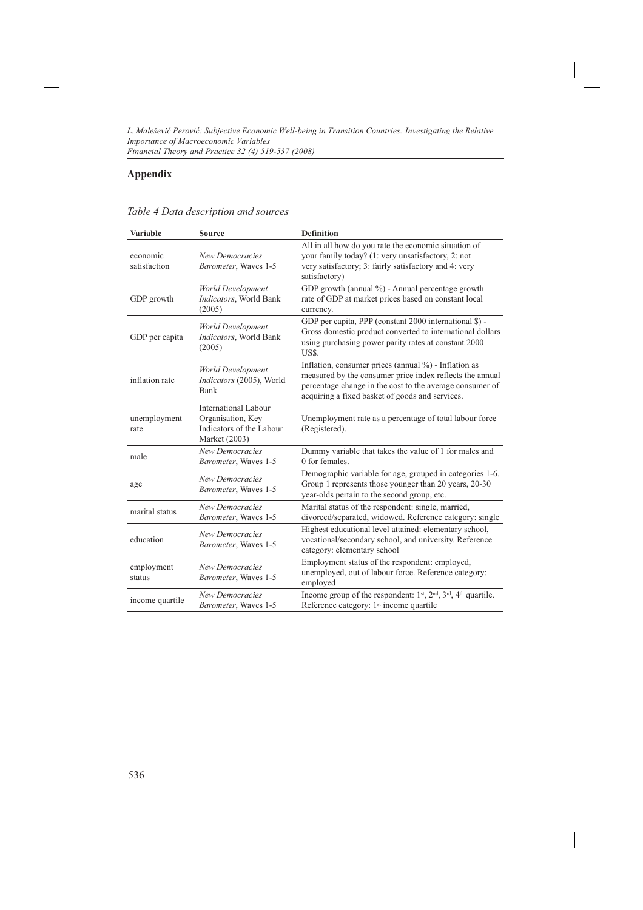## Appendix

*Table 4 Data description and sources*

| Variable | Source | Definition |
|---|---|---|
| economic satisfaction | *New Democracies Barometer*, Waves 1-5 | All in all how do you rate the economic situation of your family today? (1: very unsatisfactory, 2: not very satisfactory; 3: fairly satisfactory and 4: very satisfactory) |
| GDP growth | *World Development Indicators*, World Bank (2005) | GDP growth (annual %) - Annual percentage growth rate of GDP at market prices based on constant local currency. |
| GDP per capita | *World Development Indicators*, World Bank (2005) | GDP per capita, PPP (constant 2000 international $) - Gross domestic product converted to international dollars using purchasing power parity rates at constant 2000 US$. |
| inflation rate | *World Development Indicators* (2005), World Bank | Inflation, consumer prices (annual %) - Inflation as measured by the consumer price index reflects the annual percentage change in the cost to the average consumer of acquiring a fixed basket of goods and services. |
| unemployment rate | International Labour Organisation, Key Indicators of the Labour Market (2003) | Unemployment rate as a percentage of total labour force (Registered). |
| male | *New Democracies Barometer*, Waves 1-5 | Dummy variable that takes the value of 1 for males and 0 for females. |
| age | *New Democracies Barometer*, Waves 1-5 | Demographic variable for age, grouped in categories 1-6. Group 1 represents those younger than 20 years, 20-30 year-olds pertain to the second group, etc. |
| marital status | *New Democracies Barometer*, Waves 1-5 | Marital status of the respondent: single, married, divorced/separated, widowed. Reference category: single |
| education | *New Democracies Barometer*, Waves 1-5 | Highest educational level attained: elementary school, vocational/secondary school, and university. Reference category: elementary school |
| employment status | *New Democracies Barometer*, Waves 1-5 | Employment status of the respondent: employed, unemployed, out of labour force. Reference category: employed |
| income quartile | *New Democracies Barometer*, Waves 1-5 | Income group of the respondent: 1st, 2nd, 3rd, 4th quartile. Reference category: 1st income quartile |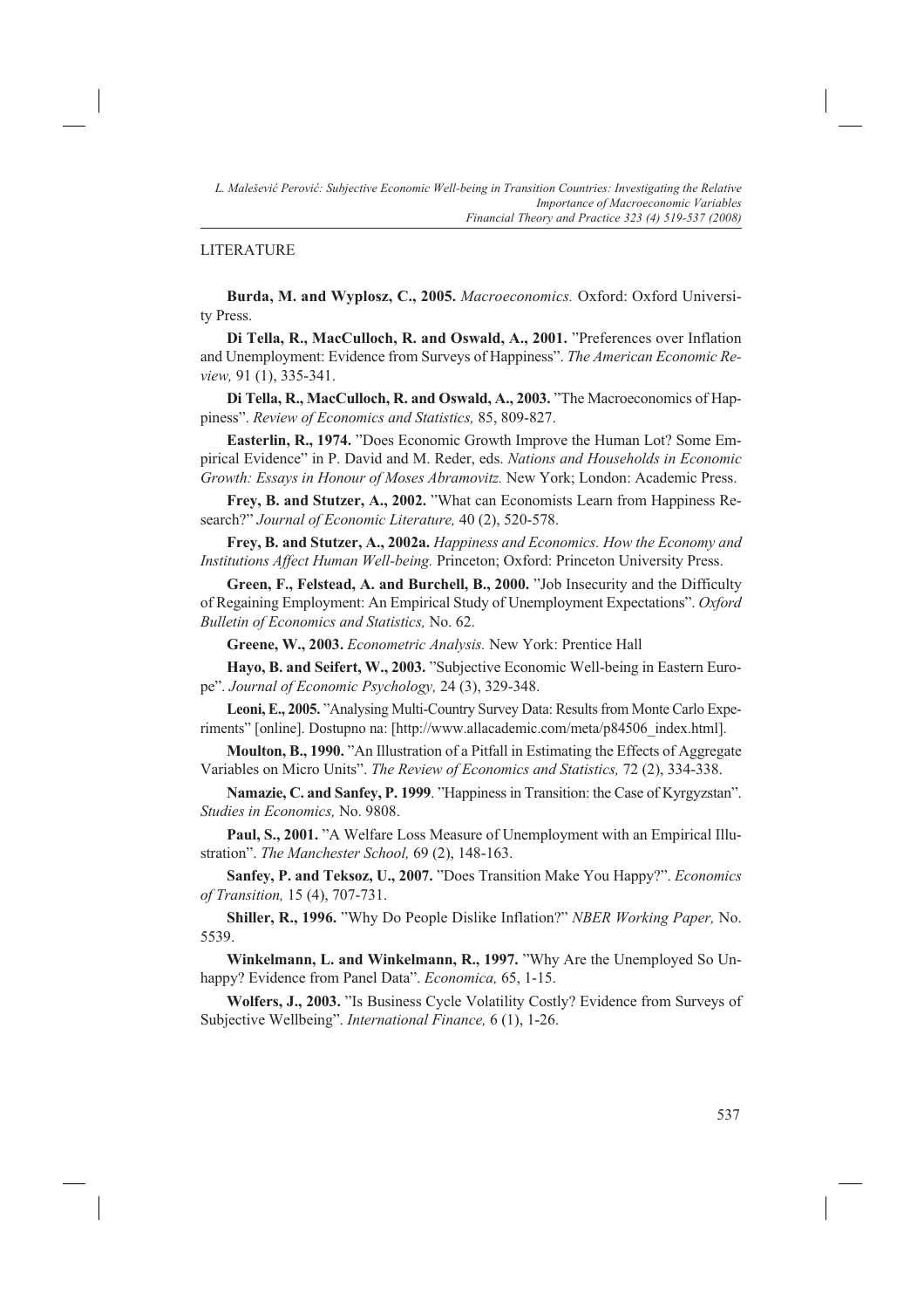## LITERATURE

**Burda, M. and Wyplosz, C., 2005.** *Macroeconomics.* Oxford: Oxford University Press.

**Di Tella, R., MacCulloch, R. and Oswald, A., 2001.** "Preferences over Inflation and Unemployment: Evidence from Surveys of Happiness". *The American Economic Review,* 91 (1), 335-341.

**Di Tella, R., MacCulloch, R. and Oswald, A., 2003.** "The Macroeconomics of Happiness". *Review of Economics and Statistics,* 85, 809-827.

**Easterlin, R., 1974.** "Does Economic Growth Improve the Human Lot? Some Empirical Evidence" in P. David and M. Reder, eds. *Nations and Households in Economic Growth: Essays in Honour of Moses Abramovitz.* New York; London: Academic Press.

**Frey, B. and Stutzer, A., 2002.** "What can Economists Learn from Happiness Research?" *Journal of Economic Literature,* 40 (2), 520-578.

**Frey, B. and Stutzer, A., 2002a.** *Happiness and Economics. How the Economy and Institutions Affect Human Well-being.* Princeton; Oxford: Princeton University Press.

**Green, F., Felstead, A. and Burchell, B., 2000.** "Job Insecurity and the Difficulty of Regaining Employment: An Empirical Study of Unemployment Expectations". *Oxford Bulletin of Economics and Statistics,* No. 62.

**Greene, W., 2003.** *Econometric Analysis.* New York: Prentice Hall

**Hayo, B. and Seifert, W., 2003.** "Subjective Economic Well-being in Eastern Europe". *Journal of Economic Psychology,* 24 (3), 329-348.

**Leoni, E., 2005.** "Analysing Multi-Country Survey Data: Results from Monte Carlo Experiments" [online]. Dostupno na: [http://www.allacademic.com/meta/p84506_index.html].

**Moulton, B., 1990.** "An Illustration of a Pitfall in Estimating the Effects of Aggregate Variables on Micro Units". *The Review of Economics and Statistics,* 72 (2), 334-338.

**Namazie, C. and Sanfey, P. 1999**. "Happiness in Transition: the Case of Kyrgyzstan". *Studies in Economics,* No. 9808.

**Paul, S., 2001.** "A Welfare Loss Measure of Unemployment with an Empirical Illustration". *The Manchester School,* 69 (2), 148-163.

**Sanfey, P. and Teksoz, U., 2007.** "Does Transition Make You Happy?". *Economics of Transition,* 15 (4), 707-731.

**Shiller, R., 1996.** "Why Do People Dislike Inflation?" *NBER Working Paper,* No. 5539.

**Winkelmann, L. and Winkelmann, R., 1997.** "Why Are the Unemployed So Unhappy? Evidence from Panel Data". *Economica,* 65, 1-15.

**Wolfers, J., 2003.** "Is Business Cycle Volatility Costly? Evidence from Surveys of Subjective Wellbeing". *International Finance,* 6 (1), 1-26.